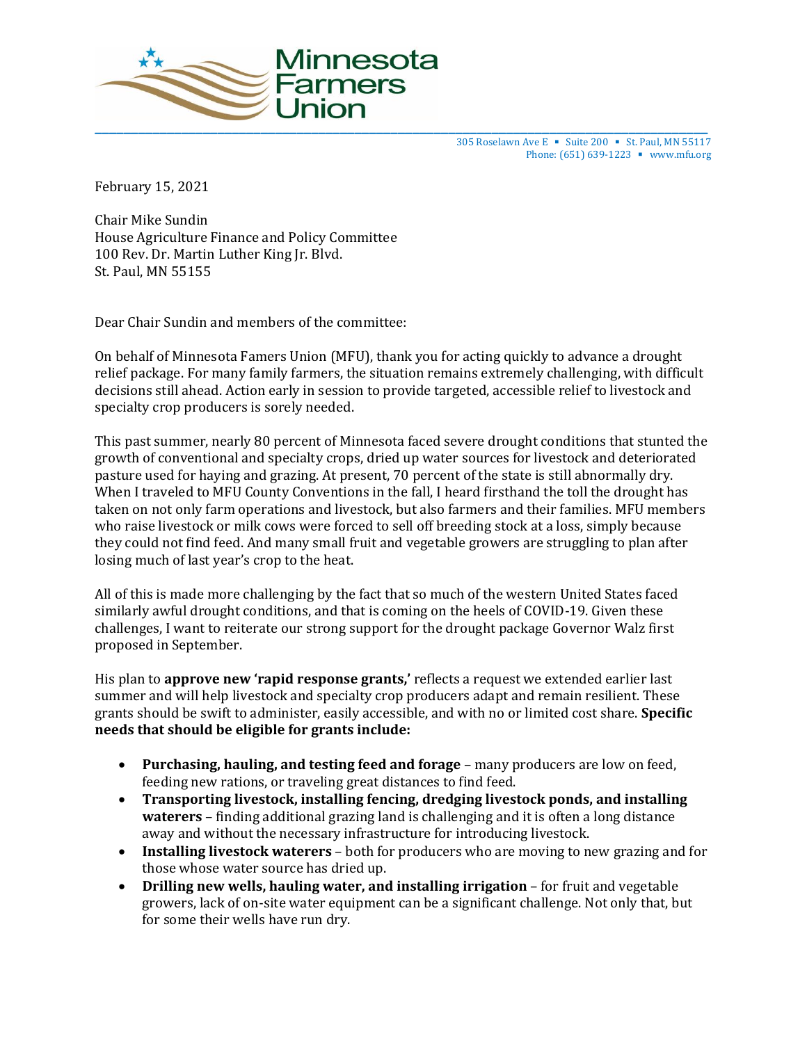Minnesota Farmers Union

305 Roselawn Ave E ▪ Suite 200 ▪ St. Paul, MN 55117
Phone: (651) 639-1223 ▪ www.mfu.org

February 15, 2021

Chair Mike Sundin
House Agriculture Finance and Policy Committee
100 Rev. Dr. Martin Luther King Jr. Blvd.
St. Paul, MN 55155

Dear Chair Sundin and members of the committee:

On behalf of Minnesota Famers Union (MFU), thank you for acting quickly to advance a drought relief package. For many family farmers, the situation remains extremely challenging, with difficult decisions still ahead. Action early in session to provide targeted, accessible relief to livestock and specialty crop producers is sorely needed.

This past summer, nearly 80 percent of Minnesota faced severe drought conditions that stunted the growth of conventional and specialty crops, dried up water sources for livestock and deteriorated pasture used for haying and grazing. At present, 70 percent of the state is still abnormally dry. When I traveled to MFU County Conventions in the fall, I heard firsthand the toll the drought has taken on not only farm operations and livestock, but also farmers and their families. MFU members who raise livestock or milk cows were forced to sell off breeding stock at a loss, simply because they could not find feed. And many small fruit and vegetable growers are struggling to plan after losing much of last year's crop to the heat.

All of this is made more challenging by the fact that so much of the western United States faced similarly awful drought conditions, and that is coming on the heels of COVID-19. Given these challenges, I want to reiterate our strong support for the drought package Governor Walz first proposed in September.

His plan to **approve new 'rapid response grants,'** reflects a request we extended earlier last summer and will help livestock and specialty crop producers adapt and remain resilient. These grants should be swift to administer, easily accessible, and with no or limited cost share. **Specific needs that should be eligible for grants include:**

- **Purchasing, hauling, and testing feed and forage** – many producers are low on feed, feeding new rations, or traveling great distances to find feed.
- **Transporting livestock, installing fencing, dredging livestock ponds, and installing waterers** – finding additional grazing land is challenging and it is often a long distance away and without the necessary infrastructure for introducing livestock.
- **Installing livestock waterers** – both for producers who are moving to new grazing and for those whose water source has dried up.
- **Drilling new wells, hauling water, and installing irrigation** – for fruit and vegetable growers, lack of on-site water equipment can be a significant challenge. Not only that, but for some their wells have run dry.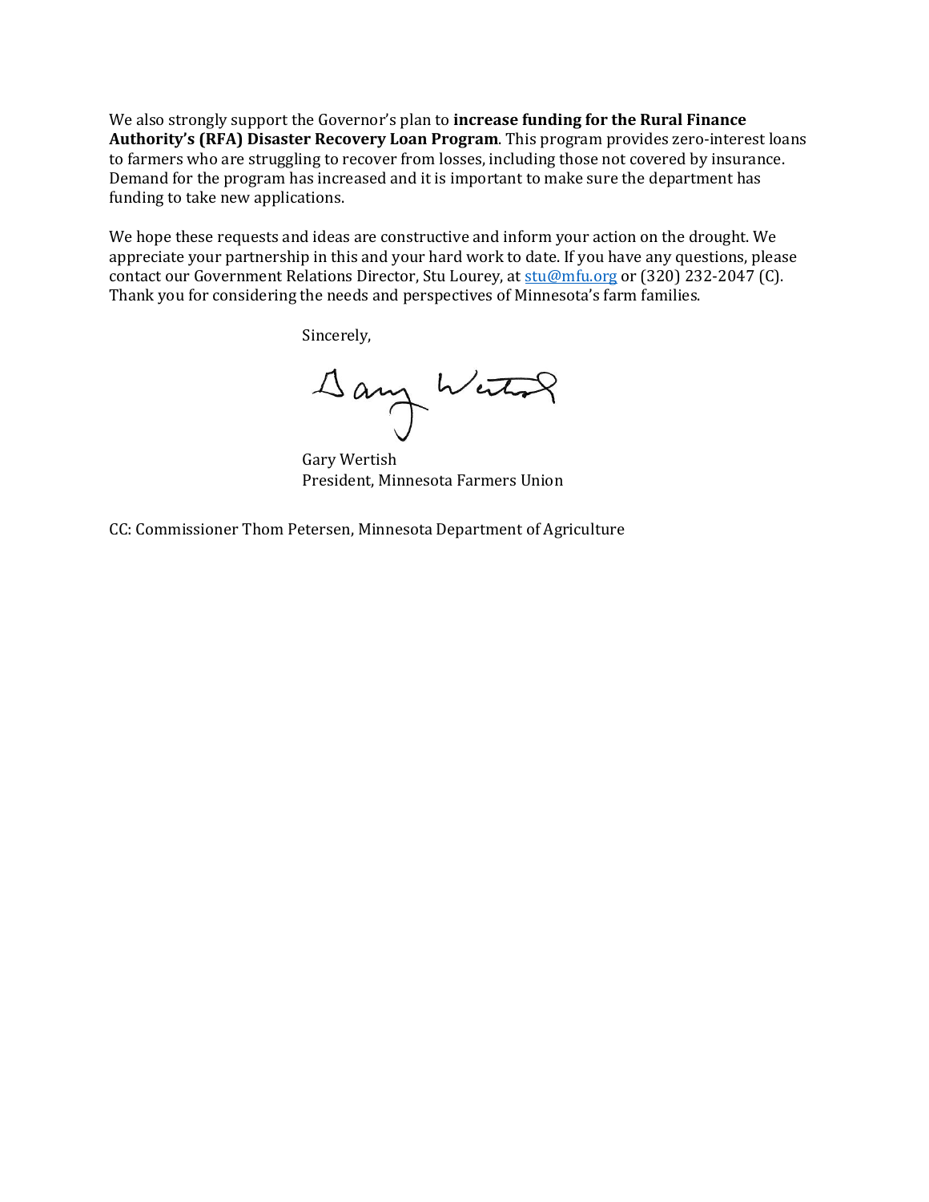We also strongly support the Governor's plan to **increase funding for the Rural Finance Authority's (RFA) Disaster Recovery Loan Program**. This program provides zero-interest loans to farmers who are struggling to recover from losses, including those not covered by insurance. Demand for the program has increased and it is important to make sure the department has funding to take new applications.

We hope these requests and ideas are constructive and inform your action on the drought. We appreciate your partnership in this and your hard work to date. If you have any questions, please contact our Government Relations Director, Stu Lourey, at [stu@mfu.org](mailto:stu@mfu.org) or (320) 232-2047 (C). Thank you for considering the needs and perspectives of Minnesota's farm families.

Sincerely,

Gary Wertish
President, Minnesota Farmers Union

CC: Commissioner Thom Petersen, Minnesota Department of Agriculture